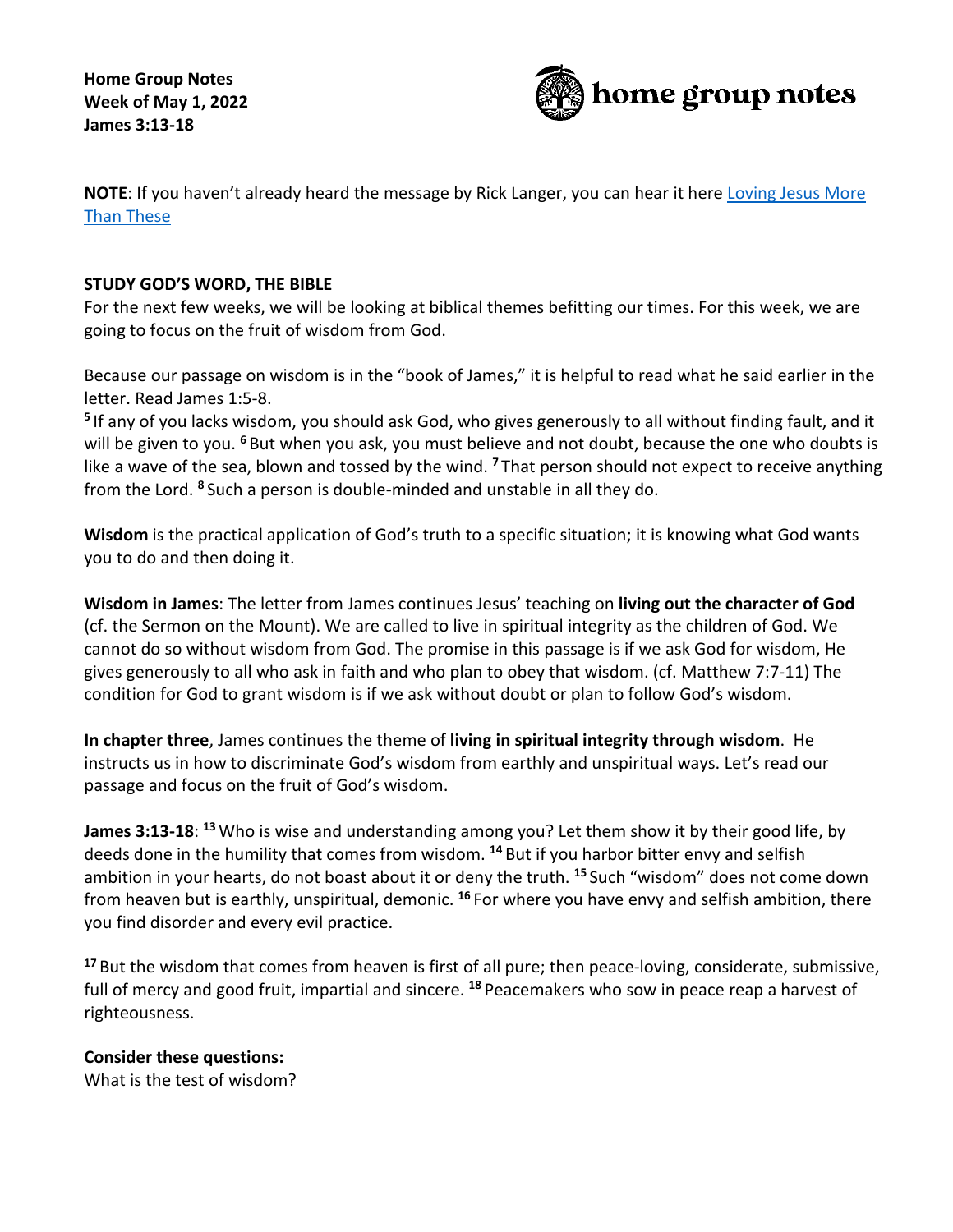**Home Group Notes**
**Week of May 1, 2022**
**James 3:13-18**

home group notes

**NOTE**: If you haven't already heard the message by Rick Langer, you can hear it here [Loving Jesus More Than These]

**STUDY GOD'S WORD, THE BIBLE**

For the next few weeks, we will be looking at biblical themes befitting our times. For this week, we are going to focus on the fruit of wisdom from God.

Because our passage on wisdom is in the "book of James," it is helpful to read what he said earlier in the letter. Read James 1:5-8.

**5** If any of you lacks wisdom, you should ask God, who gives generously to all without finding fault, and it will be given to you. **6** But when you ask, you must believe and not doubt, because the one who doubts is like a wave of the sea, blown and tossed by the wind. **7** That person should not expect to receive anything from the Lord. **8** Such a person is double-minded and unstable in all they do.

**Wisdom** is the practical application of God's truth to a specific situation; it is knowing what God wants you to do and then doing it.

**Wisdom in James**: The letter from James continues Jesus' teaching on **living out the character of God** (cf. the Sermon on the Mount). We are called to live in spiritual integrity as the children of God. We cannot do so without wisdom from God. The promise in this passage is if we ask God for wisdom, He gives generously to all who ask in faith and who plan to obey that wisdom. (cf. Matthew 7:7-11) The condition for God to grant wisdom is if we ask without doubt or plan to follow God's wisdom.

**In chapter three**, James continues the theme of **living in spiritual integrity through wisdom**. He instructs us in how to discriminate God's wisdom from earthly and unspiritual ways. Let's read our passage and focus on the fruit of God's wisdom.

**James 3:13-18**: **13** Who is wise and understanding among you? Let them show it by their good life, by deeds done in the humility that comes from wisdom. **14** But if you harbor bitter envy and selfish ambition in your hearts, do not boast about it or deny the truth. **15** Such "wisdom" does not come down from heaven but is earthly, unspiritual, demonic. **16** For where you have envy and selfish ambition, there you find disorder and every evil practice.

**17** But the wisdom that comes from heaven is first of all pure; then peace-loving, considerate, submissive, full of mercy and good fruit, impartial and sincere. **18** Peacemakers who sow in peace reap a harvest of righteousness.

**Consider these questions:**

What is the test of wisdom?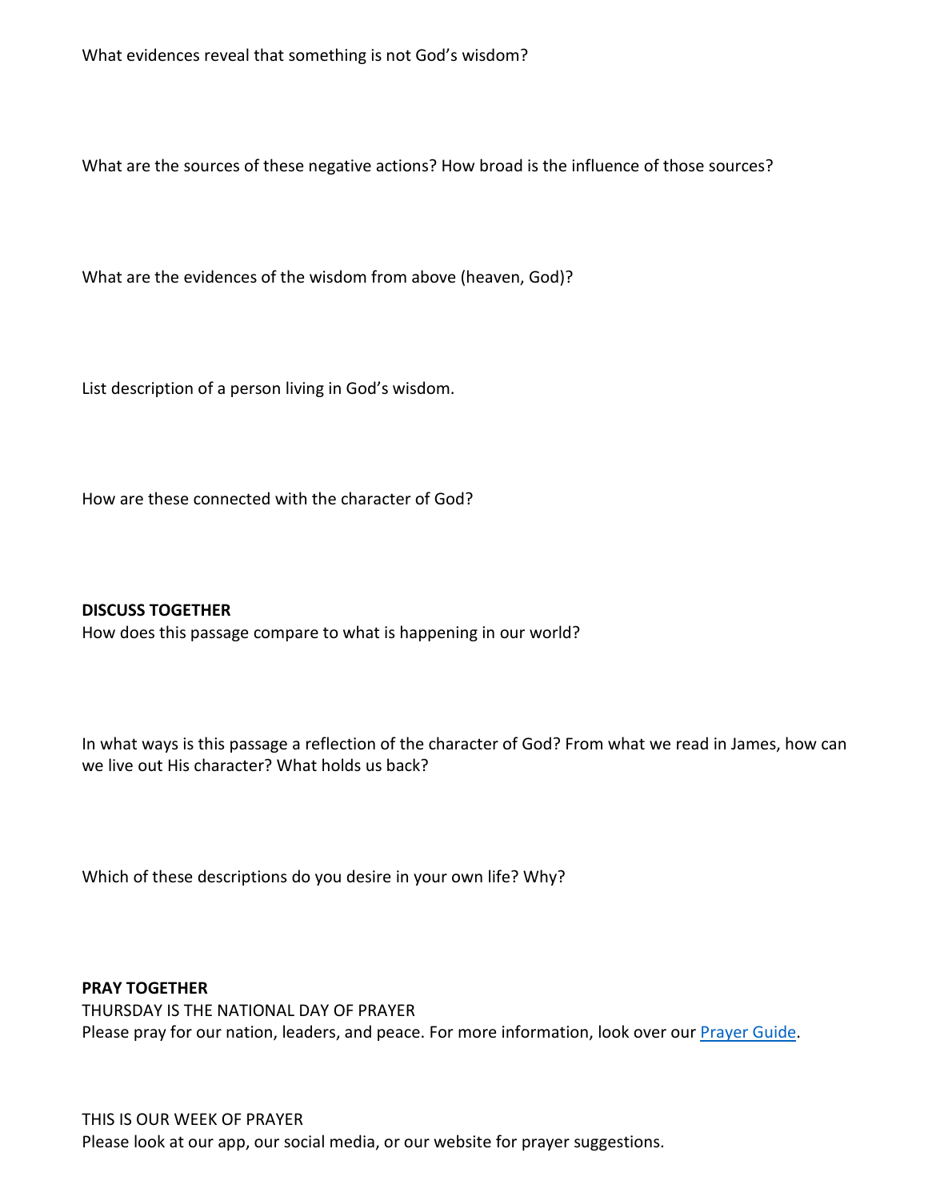What evidences reveal that something is not God's wisdom?

What are the sources of these negative actions? How broad is the influence of those sources?

What are the evidences of the wisdom from above (heaven, God)?

List description of a person living in God's wisdom.

How are these connected with the character of God?

**DISCUSS TOGETHER**

How does this passage compare to what is happening in our world?

In what ways is this passage a reflection of the character of God? From what we read in James, how can we live out His character? What holds us back?

Which of these descriptions do you desire in your own life? Why?

**PRAY TOGETHER**

THURSDAY IS THE NATIONAL DAY OF PRAYER

Please pray for our nation, leaders, and peace. For more information, look over our Prayer Guide.

THIS IS OUR WEEK OF PRAYER

Please look at our app, our social media, or our website for prayer suggestions.